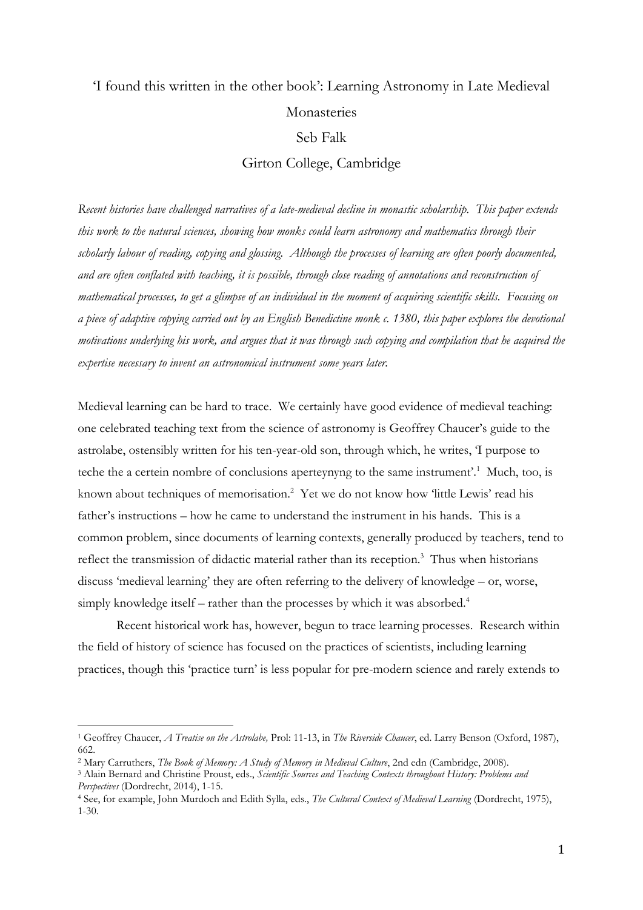# 'I found this written in the other book': Learning Astronomy in Late Medieval Monasteries

Seb Falk

Girton College, Cambridge

*Recent histories have challenged narratives of a late-medieval decline in monastic scholarship. This paper extends this work to the natural sciences, showing how monks could learn astronomy and mathematics through their scholarly labour of reading, copying and glossing. Although the processes of learning are often poorly documented, and are often conflated with teaching, it is possible, through close reading of annotations and reconstruction of mathematical processes, to get a glimpse of an individual in the moment of acquiring scientific skills. Focusing on a piece of adaptive copying carried out by an English Benedictine monk c. 1380, this paper explores the devotional motivations underlying his work, and argues that it was through such copying and compilation that he acquired the expertise necessary to invent an astronomical instrument some years later.*

Medieval learning can be hard to trace. We certainly have good evidence of medieval teaching: one celebrated teaching text from the science of astronomy is Geoffrey Chaucer's guide to the astrolabe, ostensibly written for his ten-year-old son, through which, he writes, 'I purpose to teche the a certein nombre of conclusions aperteynyng to the same instrument'.[1] Much, too, is known about techniques of memorisation.[2] Yet we do not know how 'little Lewis' read his father's instructions – how he came to understand the instrument in his hands. This is a common problem, since documents of learning contexts, generally produced by teachers, tend to reflect the transmission of didactic material rather than its reception.[3] Thus when historians discuss 'medieval learning' they are often referring to the delivery of knowledge – or, worse, simply knowledge itself – rather than the processes by which it was absorbed.[4]

Recent historical work has, however, begun to trace learning processes. Research within the field of history of science has focused on the practices of scientists, including learning practices, though this 'practice turn' is less popular for pre-modern science and rarely extends to

[1] Geoffrey Chaucer, *A Treatise on the Astrolabe,* Prol: 11-13, in *The Riverside Chaucer*, ed. Larry Benson (Oxford, 1987), 662.

[2] Mary Carruthers, *The Book of Memory: A Study of Memory in Medieval Culture*, 2nd edn (Cambridge, 2008).

[3] Alain Bernard and Christine Proust, eds., *Scientific Sources and Teaching Contexts throughout History: Problems and Perspectives* (Dordrecht, 2014), 1-15.

[4] See, for example, John Murdoch and Edith Sylla, eds., *The Cultural Context of Medieval Learning* (Dordrecht, 1975), 1-30.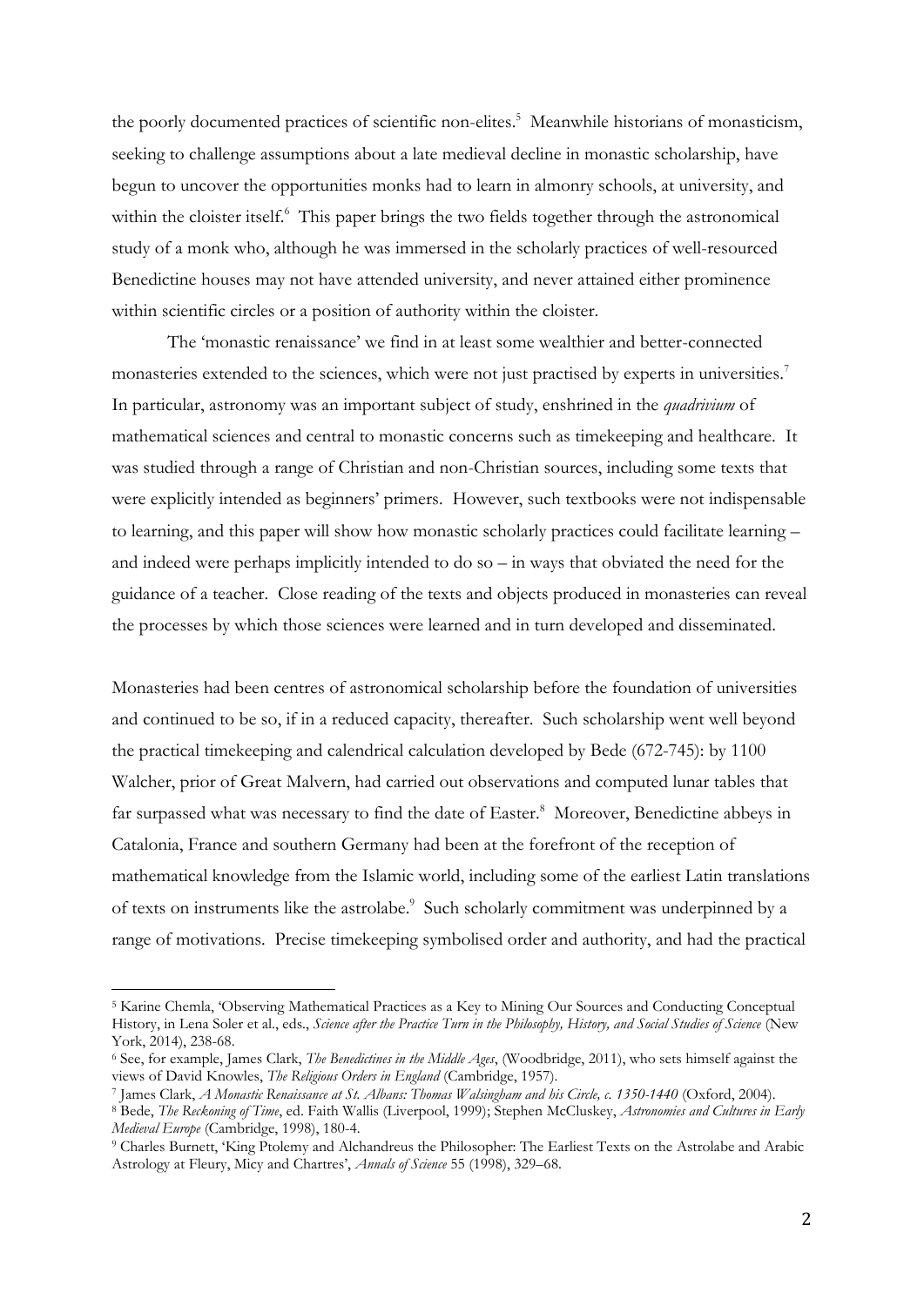the poorly documented practices of scientific non-elites.[5] Meanwhile historians of monasticism, seeking to challenge assumptions about a late medieval decline in monastic scholarship, have begun to uncover the opportunities monks had to learn in almonry schools, at university, and within the cloister itself.[6] This paper brings the two fields together through the astronomical study of a monk who, although he was immersed in the scholarly practices of well-resourced Benedictine houses may not have attended university, and never attained either prominence within scientific circles or a position of authority within the cloister.

The 'monastic renaissance' we find in at least some wealthier and better-connected monasteries extended to the sciences, which were not just practised by experts in universities.[7] In particular, astronomy was an important subject of study, enshrined in the *quadrivium* of mathematical sciences and central to monastic concerns such as timekeeping and healthcare. It was studied through a range of Christian and non-Christian sources, including some texts that were explicitly intended as beginners' primers. However, such textbooks were not indispensable to learning, and this paper will show how monastic scholarly practices could facilitate learning – and indeed were perhaps implicitly intended to do so – in ways that obviated the need for the guidance of a teacher. Close reading of the texts and objects produced in monasteries can reveal the processes by which those sciences were learned and in turn developed and disseminated.

Monasteries had been centres of astronomical scholarship before the foundation of universities and continued to be so, if in a reduced capacity, thereafter. Such scholarship went well beyond the practical timekeeping and calendrical calculation developed by Bede (672-745): by 1100 Walcher, prior of Great Malvern, had carried out observations and computed lunar tables that far surpassed what was necessary to find the date of Easter.[8] Moreover, Benedictine abbeys in Catalonia, France and southern Germany had been at the forefront of the reception of mathematical knowledge from the Islamic world, including some of the earliest Latin translations of texts on instruments like the astrolabe.[9] Such scholarly commitment was underpinned by a range of motivations. Precise timekeeping symbolised order and authority, and had the practical

---

[5] Karine Chemla, 'Observing Mathematical Practices as a Key to Mining Our Sources and Conducting Conceptual History, in Lena Soler et al., eds., *Science after the Practice Turn in the Philosophy, History, and Social Studies of Science* (New York, 2014), 238-68.

[6] See, for example, James Clark, *The Benedictines in the Middle Ages*, (Woodbridge, 2011), who sets himself against the views of David Knowles, *The Religious Orders in England* (Cambridge, 1957).

[7] James Clark, *A Monastic Renaissance at St. Albans: Thomas Walsingham and his Circle, c. 1350-1440* (Oxford, 2004).

[8] Bede, *The Reckoning of Time*, ed. Faith Wallis (Liverpool, 1999); Stephen McCluskey, *Astronomies and Cultures in Early Medieval Europe* (Cambridge, 1998), 180-4.

[9] Charles Burnett, 'King Ptolemy and Alchandreus the Philosopher: The Earliest Texts on the Astrolabe and Arabic Astrology at Fleury, Micy and Chartres', *Annals of Science* 55 (1998), 329–68.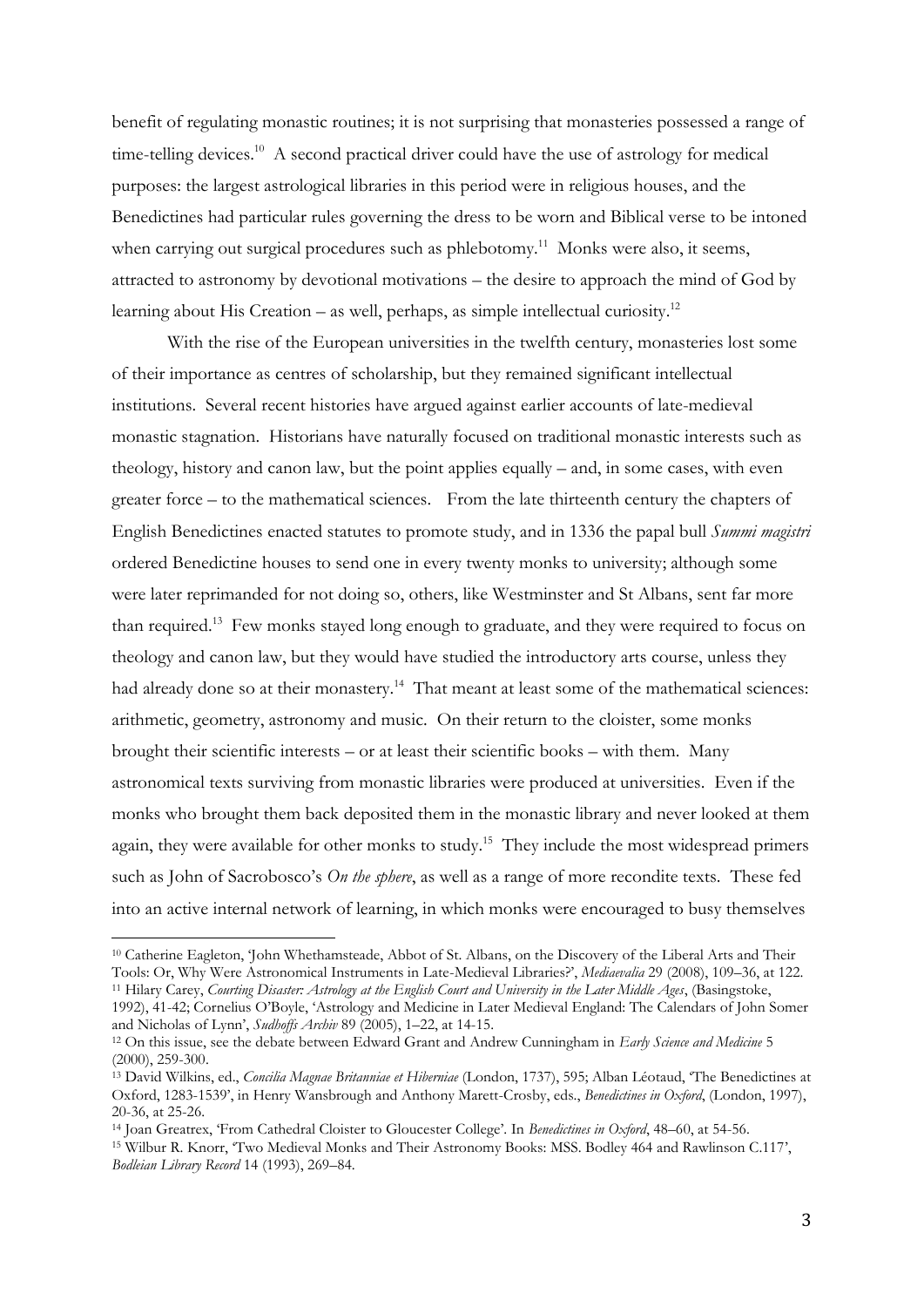benefit of regulating monastic routines; it is not surprising that monasteries possessed a range of time-telling devices.[10] A second practical driver could have the use of astrology for medical purposes: the largest astrological libraries in this period were in religious houses, and the Benedictines had particular rules governing the dress to be worn and Biblical verse to be intoned when carrying out surgical procedures such as phlebotomy.[11] Monks were also, it seems, attracted to astronomy by devotional motivations – the desire to approach the mind of God by learning about His Creation – as well, perhaps, as simple intellectual curiosity.[12]

With the rise of the European universities in the twelfth century, monasteries lost some of their importance as centres of scholarship, but they remained significant intellectual institutions. Several recent histories have argued against earlier accounts of late-medieval monastic stagnation. Historians have naturally focused on traditional monastic interests such as theology, history and canon law, but the point applies equally – and, in some cases, with even greater force – to the mathematical sciences. From the late thirteenth century the chapters of English Benedictines enacted statutes to promote study, and in 1336 the papal bull *Summi magistri* ordered Benedictine houses to send one in every twenty monks to university; although some were later reprimanded for not doing so, others, like Westminster and St Albans, sent far more than required.[13] Few monks stayed long enough to graduate, and they were required to focus on theology and canon law, but they would have studied the introductory arts course, unless they had already done so at their monastery.[14] That meant at least some of the mathematical sciences: arithmetic, geometry, astronomy and music. On their return to the cloister, some monks brought their scientific interests – or at least their scientific books – with them. Many astronomical texts surviving from monastic libraries were produced at universities. Even if the monks who brought them back deposited them in the monastic library and never looked at them again, they were available for other monks to study.[15] They include the most widespread primers such as John of Sacrobosco's *On the sphere*, as well as a range of more recondite texts. These fed into an active internal network of learning, in which monks were encouraged to busy themselves

---

[10] Catherine Eagleton, 'John Whethamsteade, Abbot of St. Albans, on the Discovery of the Liberal Arts and Their Tools: Or, Why Were Astronomical Instruments in Late-Medieval Libraries?', *Mediaevalia* 29 (2008), 109–36, at 122.

[11] Hilary Carey, *Courting Disaster: Astrology at the English Court and University in the Later Middle Ages*, (Basingstoke, 1992), 41-42; Cornelius O'Boyle, 'Astrology and Medicine in Later Medieval England: The Calendars of John Somer and Nicholas of Lynn', *Sudhoffs Archiv* 89 (2005), 1–22, at 14-15.

[12] On this issue, see the debate between Edward Grant and Andrew Cunningham in *Early Science and Medicine* 5 (2000), 259-300.

[13] David Wilkins, ed., *Concilia Magnae Britanniae et Hiberniae* (London, 1737), 595; Alban Léotaud, 'The Benedictines at Oxford, 1283-1539', in Henry Wansbrough and Anthony Marett-Crosby, eds., *Benedictines in Oxford*, (London, 1997), 20-36, at 25-26.

[14] Joan Greatrex, 'From Cathedral Cloister to Gloucester College'. In *Benedictines in Oxford*, 48–60, at 54-56.

[15] Wilbur R. Knorr, 'Two Medieval Monks and Their Astronomy Books: MSS. Bodley 464 and Rawlinson C.117', *Bodleian Library Record* 14 (1993), 269–84.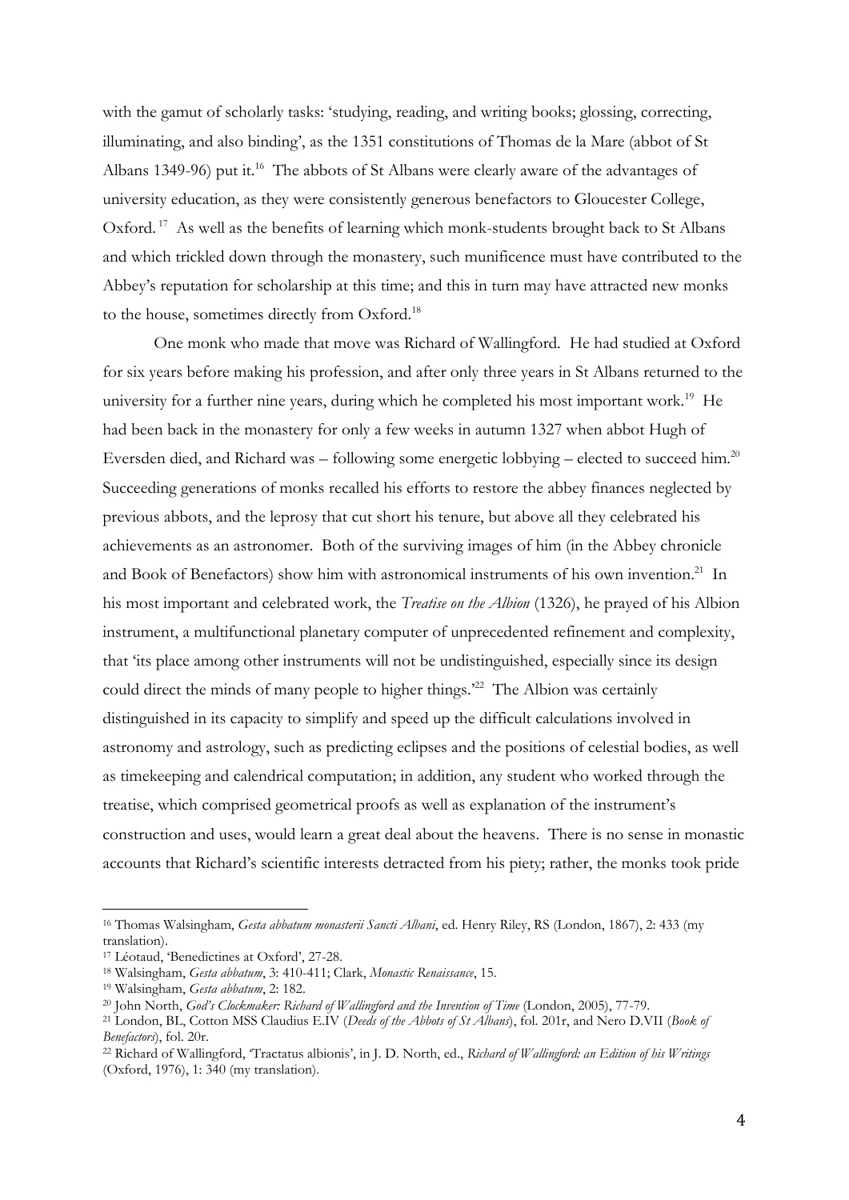with the gamut of scholarly tasks: 'studying, reading, and writing books; glossing, correcting, illuminating, and also binding', as the 1351 constitutions of Thomas de la Mare (abbot of St Albans 1349-96) put it.[16] The abbots of St Albans were clearly aware of the advantages of university education, as they were consistently generous benefactors to Gloucester College, Oxford.[17] As well as the benefits of learning which monk-students brought back to St Albans and which trickled down through the monastery, such munificence must have contributed to the Abbey's reputation for scholarship at this time; and this in turn may have attracted new monks to the house, sometimes directly from Oxford.[18]

One monk who made that move was Richard of Wallingford. He had studied at Oxford for six years before making his profession, and after only three years in St Albans returned to the university for a further nine years, during which he completed his most important work.[19] He had been back in the monastery for only a few weeks in autumn 1327 when abbot Hugh of Eversden died, and Richard was – following some energetic lobbying – elected to succeed him.[20] Succeeding generations of monks recalled his efforts to restore the abbey finances neglected by previous abbots, and the leprosy that cut short his tenure, but above all they celebrated his achievements as an astronomer. Both of the surviving images of him (in the Abbey chronicle and Book of Benefactors) show him with astronomical instruments of his own invention.[21] In his most important and celebrated work, the *Treatise on the Albion* (1326), he prayed of his Albion instrument, a multifunctional planetary computer of unprecedented refinement and complexity, that 'its place among other instruments will not be undistinguished, especially since its design could direct the minds of many people to higher things.'[22] The Albion was certainly distinguished in its capacity to simplify and speed up the difficult calculations involved in astronomy and astrology, such as predicting eclipses and the positions of celestial bodies, as well as timekeeping and calendrical computation; in addition, any student who worked through the treatise, which comprised geometrical proofs as well as explanation of the instrument's construction and uses, would learn a great deal about the heavens. There is no sense in monastic accounts that Richard's scientific interests detracted from his piety; rather, the monks took pride

---

[16] Thomas Walsingham, *Gesta abbatum monasterii Sancti Albani*, ed. Henry Riley, RS (London, 1867), 2: 433 (my translation).

[17] Léotaud, 'Benedictines at Oxford', 27-28.

[18] Walsingham, *Gesta abbatum*, 3: 410-411; Clark, *Monastic Renaissance*, 15.

[19] Walsingham, *Gesta abbatum*, 2: 182.

[20] John North, *God's Clockmaker: Richard of Wallingford and the Invention of Time* (London, 2005), 77-79.

[21] London, BL, Cotton MSS Claudius E.IV (*Deeds of the Abbots of St Albans*), fol. 201r, and Nero D.VII (*Book of Benefactors*), fol. 20r.

[22] Richard of Wallingford, 'Tractatus albionis', in J. D. North, ed., *Richard of Wallingford: an Edition of his Writings* (Oxford, 1976), 1: 340 (my translation).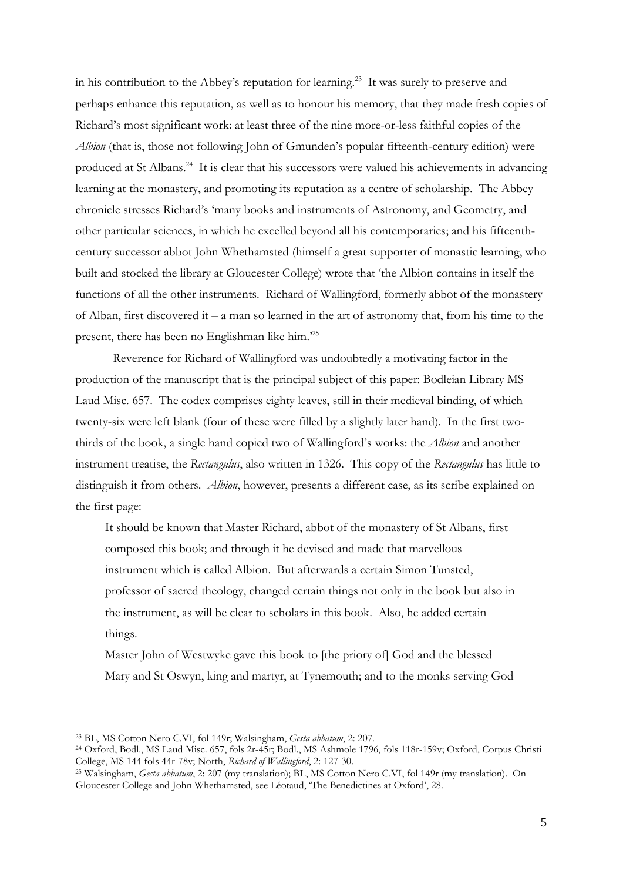in his contribution to the Abbey's reputation for learning.[23] It was surely to preserve and perhaps enhance this reputation, as well as to honour his memory, that they made fresh copies of Richard's most significant work: at least three of the nine more-or-less faithful copies of the *Albion* (that is, those not following John of Gmunden's popular fifteenth-century edition) were produced at St Albans.[24] It is clear that his successors were valued his achievements in advancing learning at the monastery, and promoting its reputation as a centre of scholarship. The Abbey chronicle stresses Richard's 'many books and instruments of Astronomy, and Geometry, and other particular sciences, in which he excelled beyond all his contemporaries; and his fifteenth-century successor abbot John Whethamsted (himself a great supporter of monastic learning, who built and stocked the library at Gloucester College) wrote that 'the Albion contains in itself the functions of all the other instruments. Richard of Wallingford, formerly abbot of the monastery of Alban, first discovered it – a man so learned in the art of astronomy that, from his time to the present, there has been no Englishman like him.'[25]

Reverence for Richard of Wallingford was undoubtedly a motivating factor in the production of the manuscript that is the principal subject of this paper: Bodleian Library MS Laud Misc. 657. The codex comprises eighty leaves, still in their medieval binding, of which twenty-six were left blank (four of these were filled by a slightly later hand). In the first two-thirds of the book, a single hand copied two of Wallingford's works: the *Albion* and another instrument treatise, the *Rectangulus*, also written in 1326. This copy of the *Rectangulus* has little to distinguish it from others. *Albion*, however, presents a different case, as its scribe explained on the first page:

> It should be known that Master Richard, abbot of the monastery of St Albans, first composed this book; and through it he devised and made that marvellous instrument which is called Albion. But afterwards a certain Simon Tunsted, professor of sacred theology, changed certain things not only in the book but also in the instrument, as will be clear to scholars in this book. Also, he added certain things.
>
> Master John of Westwyke gave this book to [the priory of] God and the blessed Mary and St Oswyn, king and martyr, at Tynemouth; and to the monks serving God

---

[23] BL, MS Cotton Nero C.VI, fol 149r; Walsingham, *Gesta abbatum*, 2: 207.

[24] Oxford, Bodl., MS Laud Misc. 657, fols 2r-45r; Bodl., MS Ashmole 1796, fols 118r-159v; Oxford, Corpus Christi College, MS 144 fols 44r-78v; North, *Richard of Wallingford*, 2: 127-30.

[25] Walsingham, *Gesta abbatum*, 2: 207 (my translation); BL, MS Cotton Nero C.VI, fol 149r (my translation). On Gloucester College and John Whethamsted, see Léotaud, 'The Benedictines at Oxford', 28.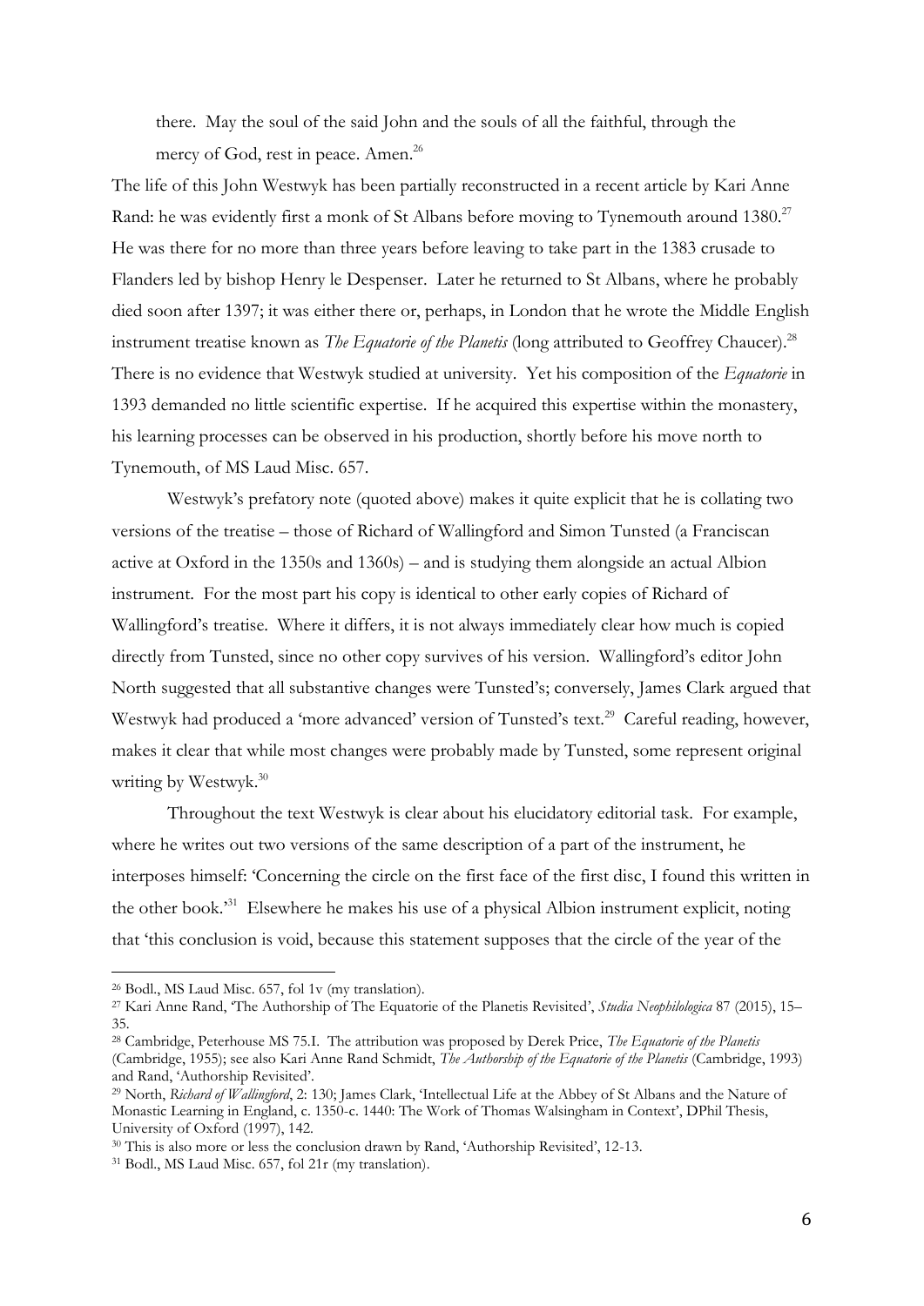there. May the soul of the said John and the souls of all the faithful, through the mercy of God, rest in peace. Amen.[26]

The life of this John Westwyk has been partially reconstructed in a recent article by Kari Anne Rand: he was evidently first a monk of St Albans before moving to Tynemouth around 1380.[27] He was there for no more than three years before leaving to take part in the 1383 crusade to Flanders led by bishop Henry le Despenser. Later he returned to St Albans, where he probably died soon after 1397; it was either there or, perhaps, in London that he wrote the Middle English instrument treatise known as *The Equatorie of the Planetis* (long attributed to Geoffrey Chaucer).[28] There is no evidence that Westwyk studied at university. Yet his composition of the *Equatorie* in 1393 demanded no little scientific expertise. If he acquired this expertise within the monastery, his learning processes can be observed in his production, shortly before his move north to Tynemouth, of MS Laud Misc. 657.

Westwyk's prefatory note (quoted above) makes it quite explicit that he is collating two versions of the treatise – those of Richard of Wallingford and Simon Tunsted (a Franciscan active at Oxford in the 1350s and 1360s) – and is studying them alongside an actual Albion instrument. For the most part his copy is identical to other early copies of Richard of Wallingford's treatise. Where it differs, it is not always immediately clear how much is copied directly from Tunsted, since no other copy survives of his version. Wallingford's editor John North suggested that all substantive changes were Tunsted's; conversely, James Clark argued that Westwyk had produced a 'more advanced' version of Tunsted's text.[29] Careful reading, however, makes it clear that while most changes were probably made by Tunsted, some represent original writing by Westwyk.[30]

Throughout the text Westwyk is clear about his elucidatory editorial task. For example, where he writes out two versions of the same description of a part of the instrument, he interposes himself: 'Concerning the circle on the first face of the first disc, I found this written in the other book.'[31] Elsewhere he makes his use of a physical Albion instrument explicit, noting that 'this conclusion is void, because this statement supposes that the circle of the year of the

---

[26] Bodl., MS Laud Misc. 657, fol 1v (my translation).

[27] Kari Anne Rand, 'The Authorship of The Equatorie of the Planetis Revisited', *Studia Neophilologica* 87 (2015), 15–35.

[28] Cambridge, Peterhouse MS 75.I. The attribution was proposed by Derek Price, *The Equatorie of the Planetis* (Cambridge, 1955); see also Kari Anne Rand Schmidt, *The Authorship of the Equatorie of the Planetis* (Cambridge, 1993) and Rand, 'Authorship Revisited'.

[29] North, *Richard of Wallingford*, 2: 130; James Clark, 'Intellectual Life at the Abbey of St Albans and the Nature of Monastic Learning in England, c. 1350-c. 1440: The Work of Thomas Walsingham in Context', DPhil Thesis, University of Oxford (1997), 142.

[30] This is also more or less the conclusion drawn by Rand, 'Authorship Revisited', 12-13.

[31] Bodl., MS Laud Misc. 657, fol 21r (my translation).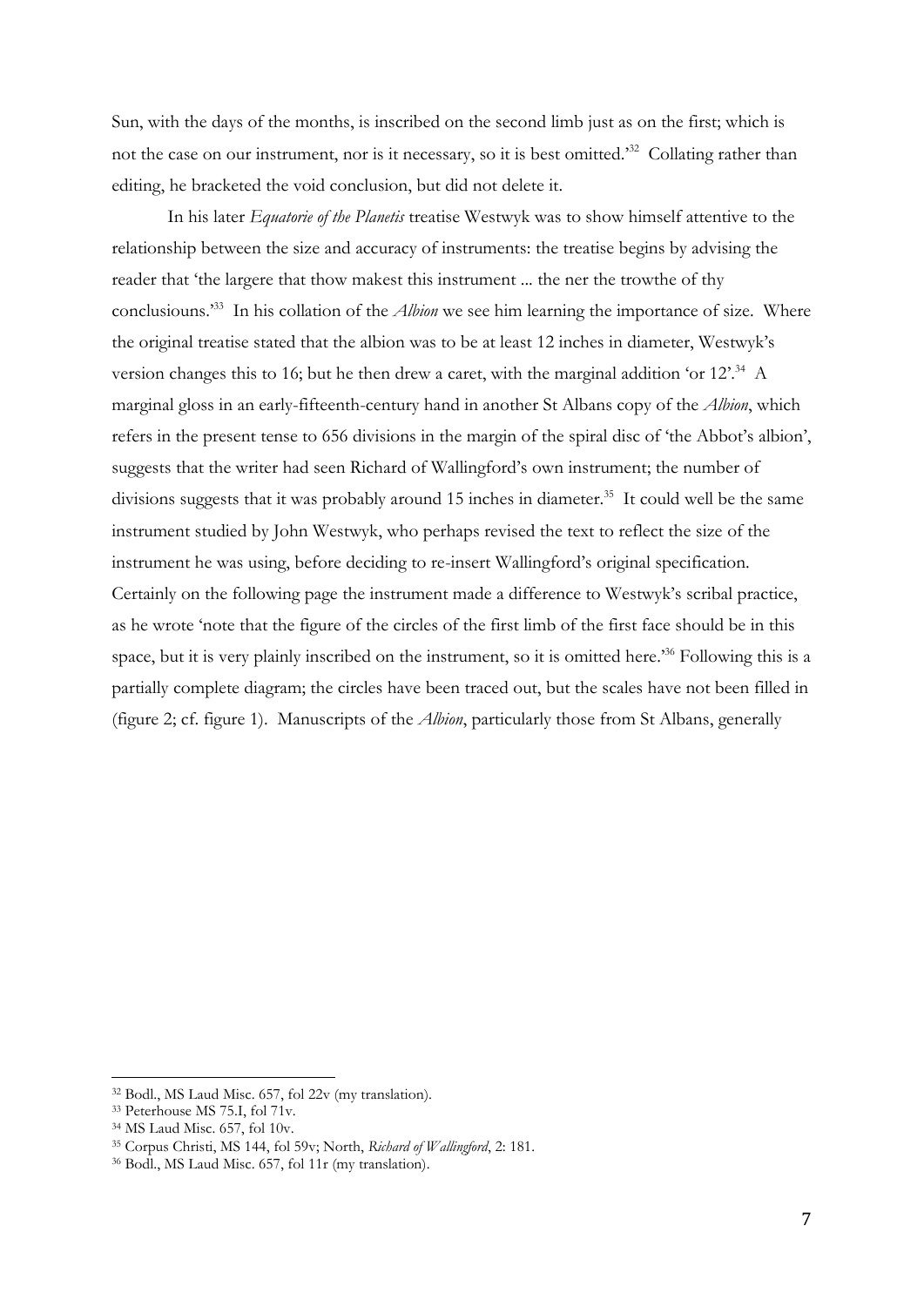Sun, with the days of the months, is inscribed on the second limb just as on the first; which is not the case on our instrument, nor is it necessary, so it is best omitted.'[32] Collating rather than editing, he bracketed the void conclusion, but did not delete it.

In his later *Equatorie of the Planetis* treatise Westwyk was to show himself attentive to the relationship between the size and accuracy of instruments: the treatise begins by advising the reader that 'the largere that thow makest this instrument ... the ner the trowthe of thy conclusiouns.'[33] In his collation of the *Albion* we see him learning the importance of size. Where the original treatise stated that the albion was to be at least 12 inches in diameter, Westwyk's version changes this to 16; but he then drew a caret, with the marginal addition 'or 12'.[34] A marginal gloss in an early-fifteenth-century hand in another St Albans copy of the *Albion*, which refers in the present tense to 656 divisions in the margin of the spiral disc of 'the Abbot's albion', suggests that the writer had seen Richard of Wallingford's own instrument; the number of divisions suggests that it was probably around 15 inches in diameter.[35] It could well be the same instrument studied by John Westwyk, who perhaps revised the text to reflect the size of the instrument he was using, before deciding to re-insert Wallingford's original specification. Certainly on the following page the instrument made a difference to Westwyk's scribal practice, as he wrote 'note that the figure of the circles of the first limb of the first face should be in this space, but it is very plainly inscribed on the instrument, so it is omitted here.'[36] Following this is a partially complete diagram; the circles have been traced out, but the scales have not been filled in (figure 2; cf. figure 1). Manuscripts of the *Albion*, particularly those from St Albans, generally

---

[32] Bodl., MS Laud Misc. 657, fol 22v (my translation).

[33] Peterhouse MS 75.I, fol 71v.

[34] MS Laud Misc. 657, fol 10v.

[35] Corpus Christi, MS 144, fol 59v; North, *Richard of Wallingford*, 2: 181.

[36] Bodl., MS Laud Misc. 657, fol 11r (my translation).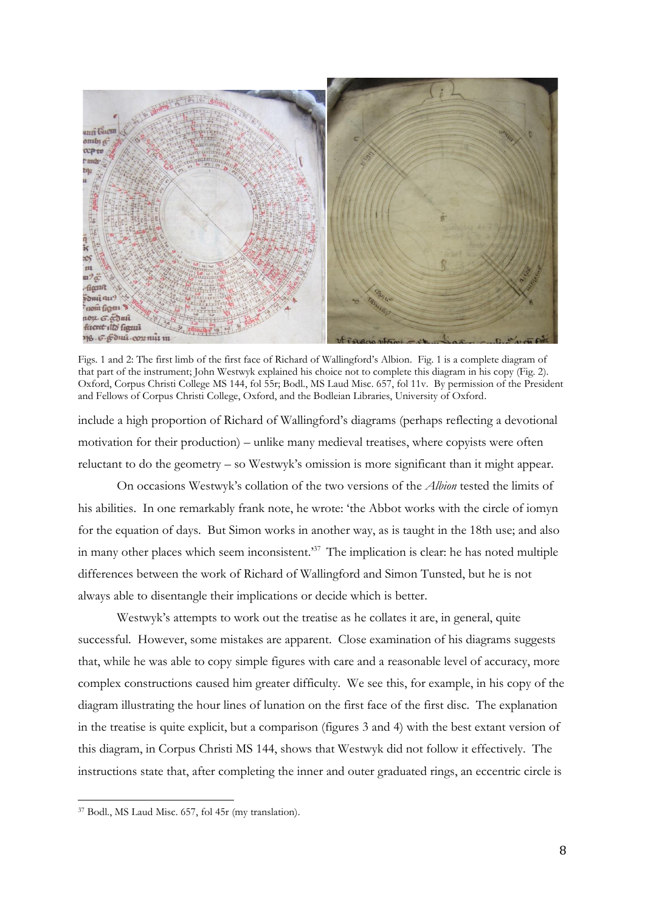Figs. 1 and 2: The first limb of the first face of Richard of Wallingford's Albion. Fig. 1 is a complete diagram of that part of the instrument; John Westwyk explained his choice not to complete this diagram in his copy (Fig. 2). Oxford, Corpus Christi College MS 144, fol 55r; Bodl., MS Laud Misc. 657, fol 11v. By permission of the President and Fellows of Corpus Christi College, Oxford, and the Bodleian Libraries, University of Oxford.

include a high proportion of Richard of Wallingford's diagrams (perhaps reflecting a devotional motivation for their production) – unlike many medieval treatises, where copyists were often reluctant to do the geometry – so Westwyk's omission is more significant than it might appear.

On occasions Westwyk's collation of the two versions of the *Albion* tested the limits of his abilities. In one remarkably frank note, he wrote: 'the Abbot works with the circle of iomyn for the equation of days. But Simon works in another way, as is taught in the 18th use; and also in many other places which seem inconsistent.'[37] The implication is clear: he has noted multiple differences between the work of Richard of Wallingford and Simon Tunsted, but he is not always able to disentangle their implications or decide which is better.

Westwyk's attempts to work out the treatise as he collates it are, in general, quite successful. However, some mistakes are apparent. Close examination of his diagrams suggests that, while he was able to copy simple figures with care and a reasonable level of accuracy, more complex constructions caused him greater difficulty. We see this, for example, in his copy of the diagram illustrating the hour lines of lunation on the first face of the first disc. The explanation in the treatise is quite explicit, but a comparison (figures 3 and 4) with the best extant version of this diagram, in Corpus Christi MS 144, shows that Westwyk did not follow it effectively. The instructions state that, after completing the inner and outer graduated rings, an eccentric circle is

[37] Bodl., MS Laud Misc. 657, fol 45r (my translation).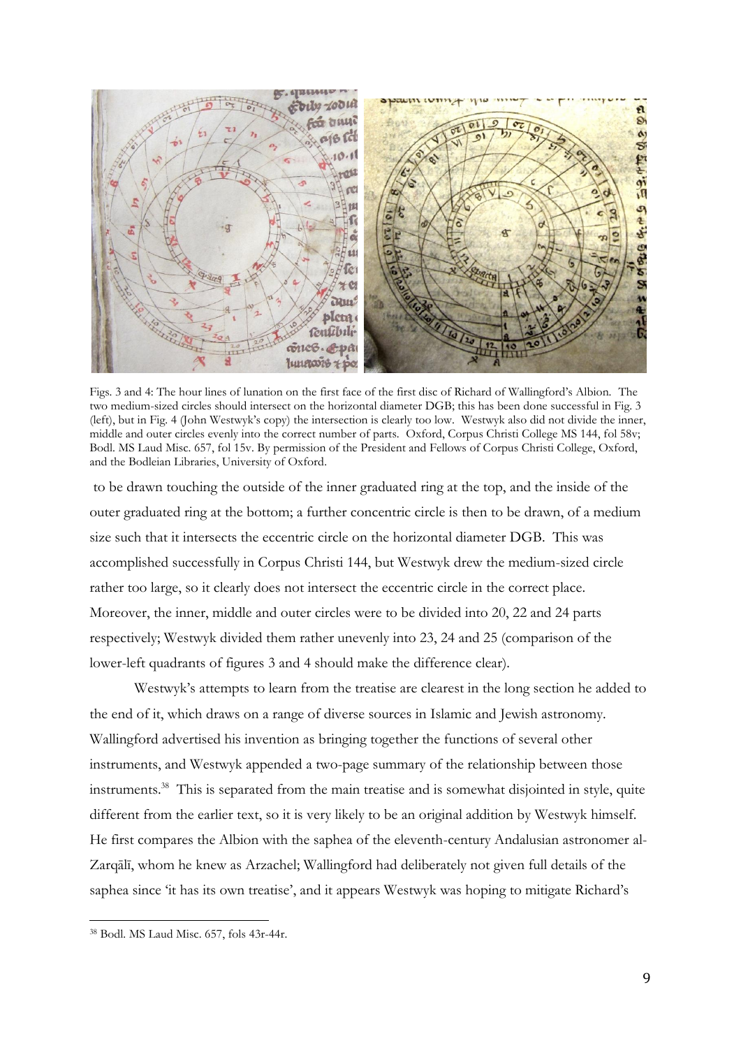Figs. 3 and 4: The hour lines of lunation on the first face of the first disc of Richard of Wallingford's Albion. The two medium-sized circles should intersect on the horizontal diameter DGB; this has been done successful in Fig. 3 (left), but in Fig. 4 (John Westwyk's copy) the intersection is clearly too low. Westwyk also did not divide the inner, middle and outer circles evenly into the correct number of parts. Oxford, Corpus Christi College MS 144, fol 58v; Bodl. MS Laud Misc. 657, fol 15v. By permission of the President and Fellows of Corpus Christi College, Oxford, and the Bodleian Libraries, University of Oxford.

to be drawn touching the outside of the inner graduated ring at the top, and the inside of the outer graduated ring at the bottom; a further concentric circle is then to be drawn, of a medium size such that it intersects the eccentric circle on the horizontal diameter DGB. This was accomplished successfully in Corpus Christi 144, but Westwyk drew the medium-sized circle rather too large, so it clearly does not intersect the eccentric circle in the correct place. Moreover, the inner, middle and outer circles were to be divided into 20, 22 and 24 parts respectively; Westwyk divided them rather unevenly into 23, 24 and 25 (comparison of the lower-left quadrants of figures 3 and 4 should make the difference clear).

Westwyk's attempts to learn from the treatise are clearest in the long section he added to the end of it, which draws on a range of diverse sources in Islamic and Jewish astronomy. Wallingford advertised his invention as bringing together the functions of several other instruments, and Westwyk appended a two-page summary of the relationship between those instruments.[38] This is separated from the main treatise and is somewhat disjointed in style, quite different from the earlier text, so it is very likely to be an original addition by Westwyk himself. He first compares the Albion with the saphea of the eleventh-century Andalusian astronomer al-Zarqālī, whom he knew as Arzachel; Wallingford had deliberately not given full details of the saphea since 'it has its own treatise', and it appears Westwyk was hoping to mitigate Richard's

[38] Bodl. MS Laud Misc. 657, fols 43r-44r.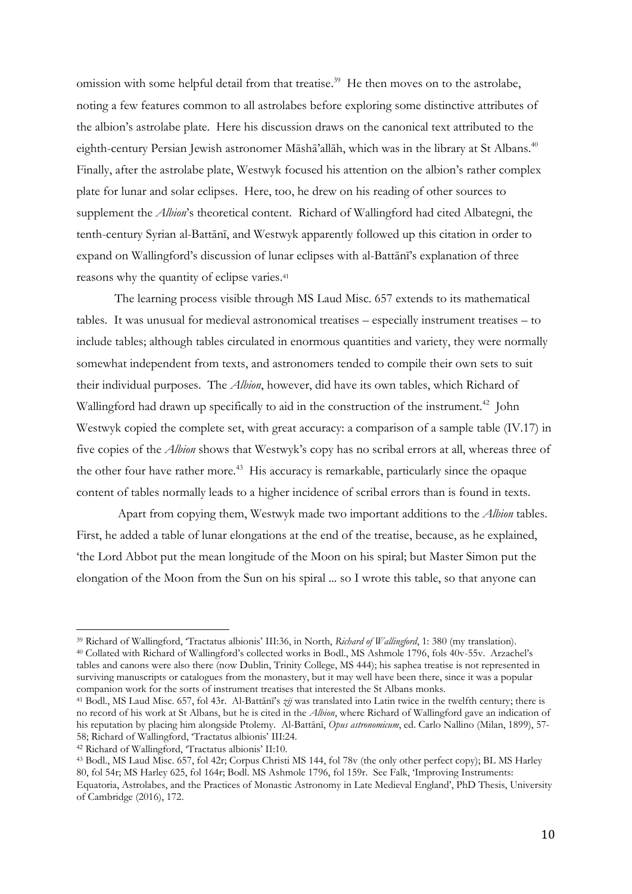omission with some helpful detail from that treatise.[39] He then moves on to the astrolabe, noting a few features common to all astrolabes before exploring some distinctive attributes of the albion's astrolabe plate. Here his discussion draws on the canonical text attributed to the eighth-century Persian Jewish astronomer Māshā'allāh, which was in the library at St Albans.[40] Finally, after the astrolabe plate, Westwyk focused his attention on the albion's rather complex plate for lunar and solar eclipses. Here, too, he drew on his reading of other sources to supplement the *Albion*'s theoretical content. Richard of Wallingford had cited Albategni, the tenth-century Syrian al-Battānī, and Westwyk apparently followed up this citation in order to expand on Wallingford's discussion of lunar eclipses with al-Battānī's explanation of three reasons why the quantity of eclipse varies.[41]

The learning process visible through MS Laud Misc. 657 extends to its mathematical tables. It was unusual for medieval astronomical treatises – especially instrument treatises – to include tables; although tables circulated in enormous quantities and variety, they were normally somewhat independent from texts, and astronomers tended to compile their own sets to suit their individual purposes. The *Albion*, however, did have its own tables, which Richard of Wallingford had drawn up specifically to aid in the construction of the instrument.[42] John Westwyk copied the complete set, with great accuracy: a comparison of a sample table (IV.17) in five copies of the *Albion* shows that Westwyk's copy has no scribal errors at all, whereas three of the other four have rather more.[43] His accuracy is remarkable, particularly since the opaque content of tables normally leads to a higher incidence of scribal errors than is found in texts.

Apart from copying them, Westwyk made two important additions to the *Albion* tables. First, he added a table of lunar elongations at the end of the treatise, because, as he explained, 'the Lord Abbot put the mean longitude of the Moon on his spiral; but Master Simon put the elongation of the Moon from the Sun on his spiral ... so I wrote this table, so that anyone can

---

[39] Richard of Wallingford, 'Tractatus albionis' III:36, in North, *Richard of Wallingford*, 1: 380 (my translation).

[40] Collated with Richard of Wallingford's collected works in Bodl., MS Ashmole 1796, fols 40v-55v. Arzachel's tables and canons were also there (now Dublin, Trinity College, MS 444); his saphea treatise is not represented in surviving manuscripts or catalogues from the monastery, but it may well have been there, since it was a popular companion work for the sorts of instrument treatises that interested the St Albans monks.

[41] Bodl., MS Laud Misc. 657, fol 43r. Al-Battānī's *zīj* was translated into Latin twice in the twelfth century; there is no record of his work at St Albans, but he is cited in the *Albion*, where Richard of Wallingford gave an indication of his reputation by placing him alongside Ptolemy. Al-Battānī, *Opus astronomicum*, ed. Carlo Nallino (Milan, 1899), 57-58; Richard of Wallingford, 'Tractatus albionis' III:24.

[42] Richard of Wallingford, 'Tractatus albionis' II:10.

[43] Bodl., MS Laud Misc. 657, fol 42r; Corpus Christi MS 144, fol 78v (the only other perfect copy); BL MS Harley 80, fol 54r; MS Harley 625, fol 164r; Bodl. MS Ashmole 1796, fol 159r. See Falk, 'Improving Instruments: Equatoria, Astrolabes, and the Practices of Monastic Astronomy in Late Medieval England', PhD Thesis, University of Cambridge (2016), 172.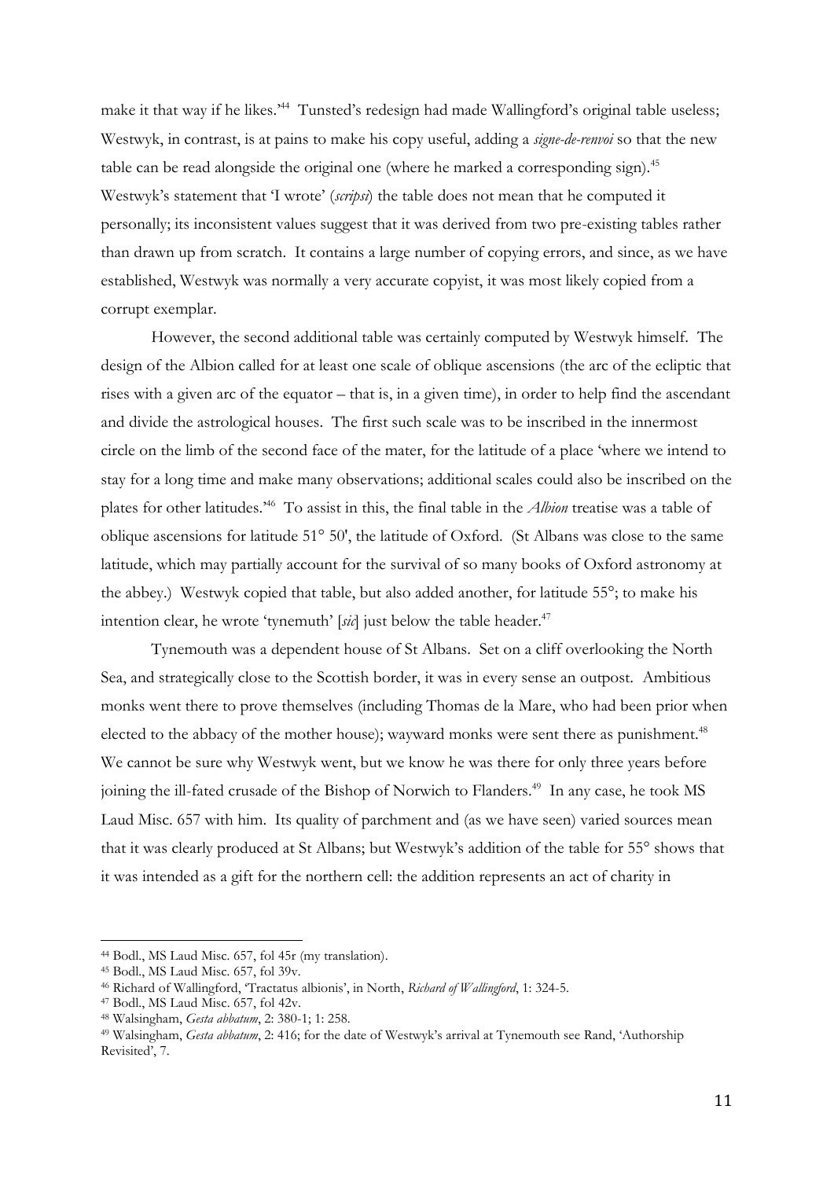make it that way if he likes.'[44] Tunsted's redesign had made Wallingford's original table useless; Westwyk, in contrast, is at pains to make his copy useful, adding a *signe-de-renvoi* so that the new table can be read alongside the original one (where he marked a corresponding sign).[45] Westwyk's statement that 'I wrote' (*scripsi*) the table does not mean that he computed it personally; its inconsistent values suggest that it was derived from two pre-existing tables rather than drawn up from scratch. It contains a large number of copying errors, and since, as we have established, Westwyk was normally a very accurate copyist, it was most likely copied from a corrupt exemplar.

However, the second additional table was certainly computed by Westwyk himself. The design of the Albion called for at least one scale of oblique ascensions (the arc of the ecliptic that rises with a given arc of the equator – that is, in a given time), in order to help find the ascendant and divide the astrological houses. The first such scale was to be inscribed in the innermost circle on the limb of the second face of the mater, for the latitude of a place 'where we intend to stay for a long time and make many observations; additional scales could also be inscribed on the plates for other latitudes.'[46] To assist in this, the final table in the *Albion* treatise was a table of oblique ascensions for latitude 51° 50', the latitude of Oxford. (St Albans was close to the same latitude, which may partially account for the survival of so many books of Oxford astronomy at the abbey.) Westwyk copied that table, but also added another, for latitude 55°; to make his intention clear, he wrote 'tynemuth' [*sic*] just below the table header.[47]

Tynemouth was a dependent house of St Albans. Set on a cliff overlooking the North Sea, and strategically close to the Scottish border, it was in every sense an outpost. Ambitious monks went there to prove themselves (including Thomas de la Mare, who had been prior when elected to the abbacy of the mother house); wayward monks were sent there as punishment.[48] We cannot be sure why Westwyk went, but we know he was there for only three years before joining the ill-fated crusade of the Bishop of Norwich to Flanders.[49] In any case, he took MS Laud Misc. 657 with him. Its quality of parchment and (as we have seen) varied sources mean that it was clearly produced at St Albans; but Westwyk's addition of the table for 55° shows that it was intended as a gift for the northern cell: the addition represents an act of charity in

---

[44] Bodl., MS Laud Misc. 657, fol 45r (my translation).

[45] Bodl., MS Laud Misc. 657, fol 39v.

[46] Richard of Wallingford, 'Tractatus albionis', in North, *Richard of Wallingford*, 1: 324-5.

[47] Bodl., MS Laud Misc. 657, fol 42v.

[48] Walsingham, *Gesta abbatum*, 2: 380-1; 1: 258.

[49] Walsingham, *Gesta abbatum*, 2: 416; for the date of Westwyk's arrival at Tynemouth see Rand, 'Authorship Revisited', 7.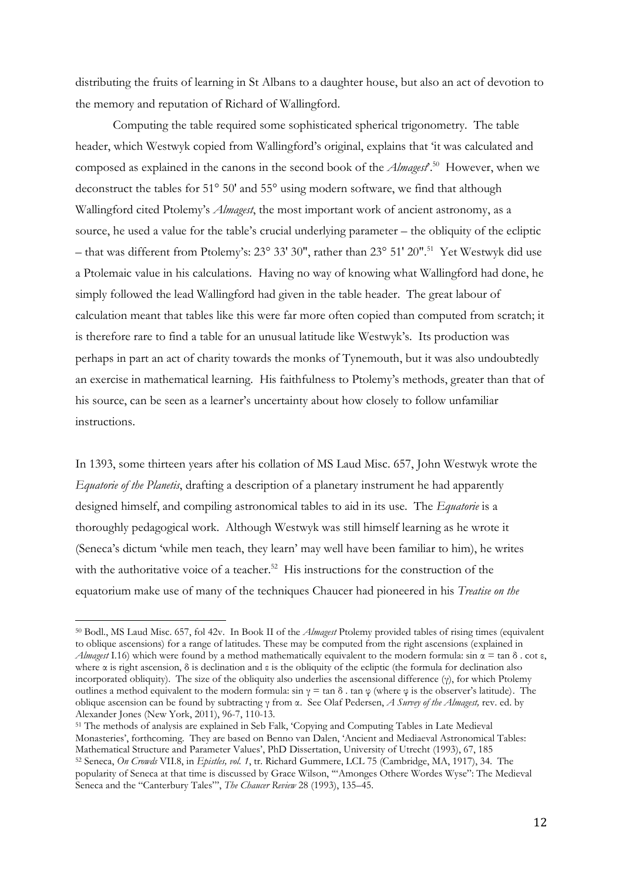distributing the fruits of learning in St Albans to a daughter house, but also an act of devotion to the memory and reputation of Richard of Wallingford.

Computing the table required some sophisticated spherical trigonometry. The table header, which Westwyk copied from Wallingford's original, explains that 'it was calculated and composed as explained in the canons in the second book of the *Almagest*'.[50] However, when we deconstruct the tables for 51° 50' and 55° using modern software, we find that although Wallingford cited Ptolemy's *Almagest*, the most important work of ancient astronomy, as a source, he used a value for the table's crucial underlying parameter – the obliquity of the ecliptic – that was different from Ptolemy's: 23° 33' 30", rather than 23° 51' 20".[51] Yet Westwyk did use a Ptolemaic value in his calculations. Having no way of knowing what Wallingford had done, he simply followed the lead Wallingford had given in the table header. The great labour of calculation meant that tables like this were far more often copied than computed from scratch; it is therefore rare to find a table for an unusual latitude like Westwyk's. Its production was perhaps in part an act of charity towards the monks of Tynemouth, but it was also undoubtedly an exercise in mathematical learning. His faithfulness to Ptolemy's methods, greater than that of his source, can be seen as a learner's uncertainty about how closely to follow unfamiliar instructions.

In 1393, some thirteen years after his collation of MS Laud Misc. 657, John Westwyk wrote the *Equatorie of the Planetis*, drafting a description of a planetary instrument he had apparently designed himself, and compiling astronomical tables to aid in its use. The *Equatorie* is a thoroughly pedagogical work. Although Westwyk was still himself learning as he wrote it (Seneca's dictum 'while men teach, they learn' may well have been familiar to him), he writes with the authoritative voice of a teacher.[52] His instructions for the construction of the equatorium make use of many of the techniques Chaucer had pioneered in his *Treatise on the*

---

[50] Bodl., MS Laud Misc. 657, fol 42v. In Book II of the *Almagest* Ptolemy provided tables of rising times (equivalent to oblique ascensions) for a range of latitudes. These may be computed from the right ascensions (explained in *Almagest* I.16) which were found by a method mathematically equivalent to the modern formula: $\sin \alpha = \tan \delta \cdot \cot \varepsilon$, where $\alpha$ is right ascension, $\delta$ is declination and $\varepsilon$ is the obliquity of the ecliptic (the formula for declination also incorporated obliquity). The size of the obliquity also underlies the ascensional difference ($\gamma$), for which Ptolemy outlines a method equivalent to the modern formula: $\sin \gamma = \tan \delta \cdot \tan \varphi$ (where $\varphi$ is the observer's latitude). The oblique ascension can be found by subtracting $\gamma$ from $\alpha$. See Olaf Pedersen, *A Survey of the Almagest,* rev. ed. by Alexander Jones (New York, 2011), 96-7, 110-13.

[51] The methods of analysis are explained in Seb Falk, 'Copying and Computing Tables in Late Medieval Monasteries', forthcoming. They are based on Benno van Dalen, 'Ancient and Mediaeval Astronomical Tables: Mathematical Structure and Parameter Values', PhD Dissertation, University of Utrecht (1993), 67, 185

[52] Seneca, *On Crowds* VII.8, in *Epistles, vol. 1*, tr. Richard Gummere, LCL 75 (Cambridge, MA, 1917), 34. The popularity of Seneca at that time is discussed by Grace Wilson, '"Amonges Othere Wordes Wyse": The Medieval Seneca and the "Canterbury Tales"', *The Chaucer Review* 28 (1993), 135–45.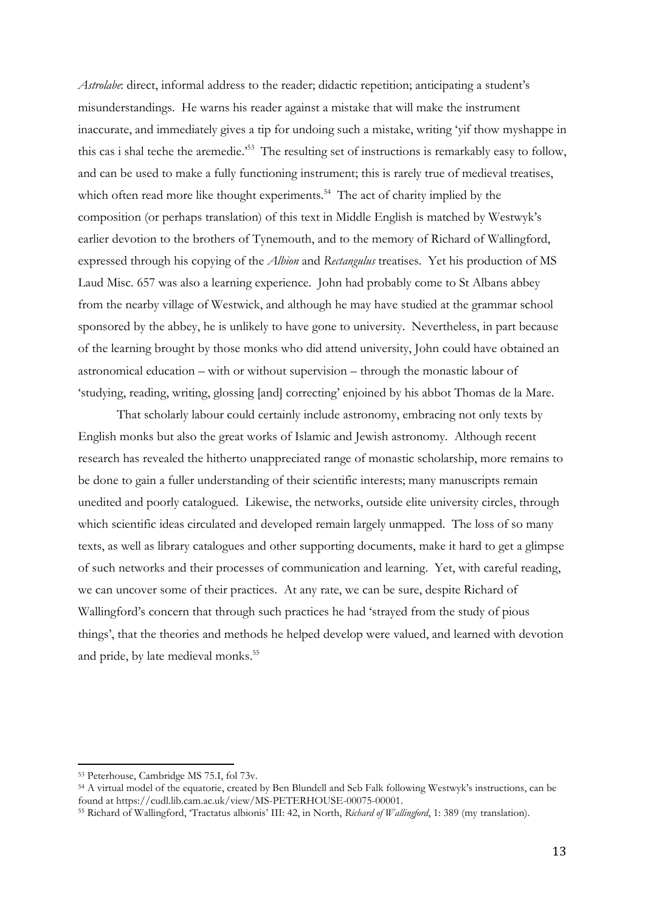*Astrolabe*: direct, informal address to the reader; didactic repetition; anticipating a student's misunderstandings. He warns his reader against a mistake that will make the instrument inaccurate, and immediately gives a tip for undoing such a mistake, writing 'yif thow myshappe in this cas i shal teche the aremedie.'[53] The resulting set of instructions is remarkably easy to follow, and can be used to make a fully functioning instrument; this is rarely true of medieval treatises, which often read more like thought experiments.[54] The act of charity implied by the composition (or perhaps translation) of this text in Middle English is matched by Westwyk's earlier devotion to the brothers of Tynemouth, and to the memory of Richard of Wallingford, expressed through his copying of the *Albion* and *Rectangulus* treatises. Yet his production of MS Laud Misc. 657 was also a learning experience. John had probably come to St Albans abbey from the nearby village of Westwick, and although he may have studied at the grammar school sponsored by the abbey, he is unlikely to have gone to university. Nevertheless, in part because of the learning brought by those monks who did attend university, John could have obtained an astronomical education – with or without supervision – through the monastic labour of 'studying, reading, writing, glossing [and] correcting' enjoined by his abbot Thomas de la Mare.

That scholarly labour could certainly include astronomy, embracing not only texts by English monks but also the great works of Islamic and Jewish astronomy. Although recent research has revealed the hitherto unappreciated range of monastic scholarship, more remains to be done to gain a fuller understanding of their scientific interests; many manuscripts remain unedited and poorly catalogued. Likewise, the networks, outside elite university circles, through which scientific ideas circulated and developed remain largely unmapped. The loss of so many texts, as well as library catalogues and other supporting documents, make it hard to get a glimpse of such networks and their processes of communication and learning. Yet, with careful reading, we can uncover some of their practices. At any rate, we can be sure, despite Richard of Wallingford's concern that through such practices he had 'strayed from the study of pious things', that the theories and methods he helped develop were valued, and learned with devotion and pride, by late medieval monks.[55]

---

[53] Peterhouse, Cambridge MS 75.I, fol 73v.

[54] A virtual model of the equatorie, created by Ben Blundell and Seb Falk following Westwyk's instructions, can be found at https://cudl.lib.cam.ac.uk/view/MS-PETERHOUSE-00075-00001.

[55] Richard of Wallingford, 'Tractatus albionis' III: 42, in North, *Richard of Wallingford*, 1: 389 (my translation).